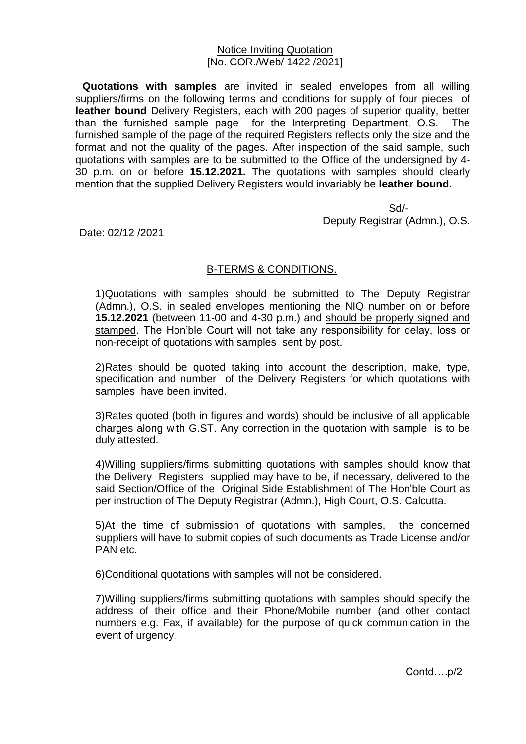<u>Notice Inviting Quotation</u>
[No. COR./Web/ 1422 /2021]

**Quotations with samples** are invited in sealed envelopes from all willing suppliers/firms on the following terms and conditions for supply of four pieces of **leather bound** Delivery Registers, each with 200 pages of superior quality, better than the furnished sample page for the Interpreting Department, O.S. The furnished sample of the page of the required Registers reflects only the size and the format and not the quality of the pages. After inspection of the said sample, such quotations with samples are to be submitted to the Office of the undersigned by 4-30 p.m. on or before **15.12.2021.** The quotations with samples should clearly mention that the supplied Delivery Registers would invariably be **leather bound**.

Sd/-
Deputy Registrar (Admn.), O.S.

Date: 02/12 /2021

## <u>B-TERMS & CONDITIONS.</u>

1)Quotations with samples should be submitted to The Deputy Registrar (Admn.), O.S. in sealed envelopes mentioning the NIQ number on or before **15.12.2021** (between 11-00 and 4-30 p.m.) and <u>should be properly signed and stamped</u>. The Hon'ble Court will not take any responsibility for delay, loss or non-receipt of quotations with samples sent by post.

2)Rates should be quoted taking into account the description, make, type, specification and number of the Delivery Registers for which quotations with samples have been invited.

3)Rates quoted (both in figures and words) should be inclusive of all applicable charges along with G.ST. Any correction in the quotation with sample is to be duly attested.

4)Willing suppliers/firms submitting quotations with samples should know that the Delivery Registers supplied may have to be, if necessary, delivered to the said Section/Office of the Original Side Establishment of The Hon'ble Court as per instruction of The Deputy Registrar (Admn.), High Court, O.S. Calcutta.

5)At the time of submission of quotations with samples, the concerned suppliers will have to submit copies of such documents as Trade License and/or PAN etc.

6)Conditional quotations with samples will not be considered.

7)Willing suppliers/firms submitting quotations with samples should specify the address of their office and their Phone/Mobile number (and other contact numbers e.g. Fax, if available) for the purpose of quick communication in the event of urgency.

Contd….p/2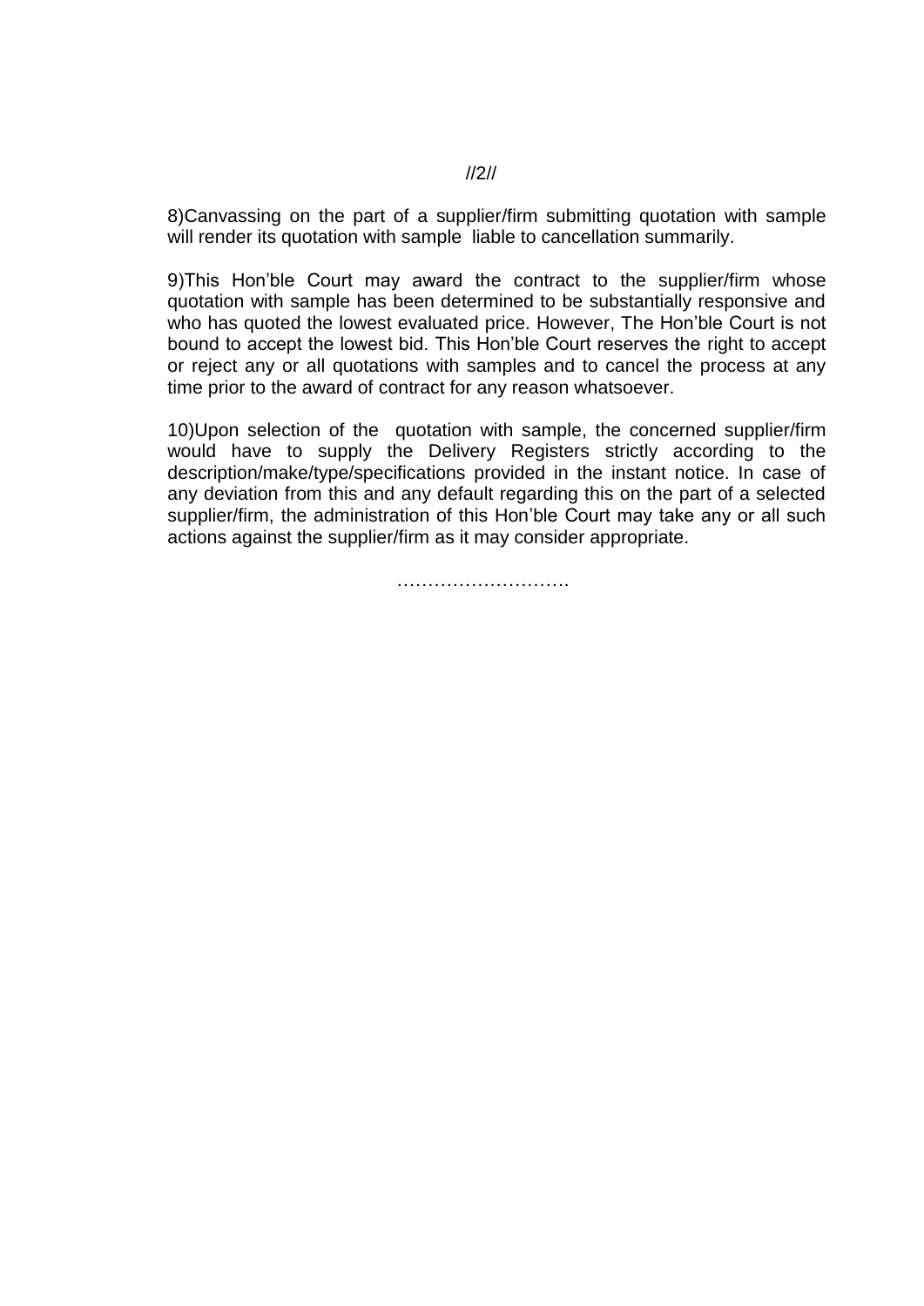8)Canvassing on the part of a supplier/firm submitting quotation with sample will render its quotation with sample liable to cancellation summarily.

9)This Hon'ble Court may award the contract to the supplier/firm whose quotation with sample has been determined to be substantially responsive and who has quoted the lowest evaluated price. However, The Hon'ble Court is not bound to accept the lowest bid. This Hon'ble Court reserves the right to accept or reject any or all quotations with samples and to cancel the process at any time prior to the award of contract for any reason whatsoever.

10)Upon selection of the quotation with sample, the concerned supplier/firm would have to supply the Delivery Registers strictly according to the description/make/type/specifications provided in the instant notice. In case of any deviation from this and any default regarding this on the part of a selected supplier/firm, the administration of this Hon'ble Court may take any or all such actions against the supplier/firm as it may consider appropriate.

……………………….